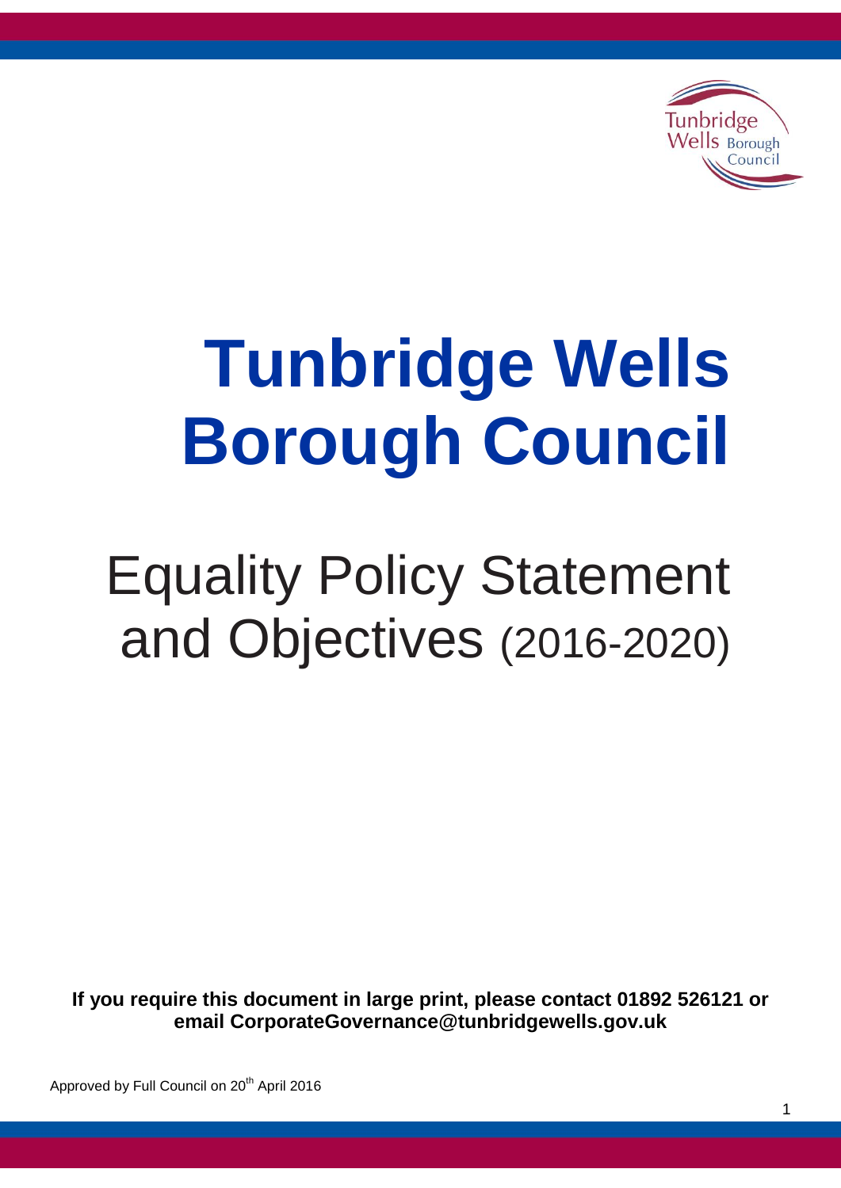# Tunbridge Wells Borough Council

## Equality Policy Statement and Objectives (2016-2020)

**If you require this document in large print, please contact 01892 526121 or email CorporateGovernance@tunbridgewells.gov.uk**

Approved by Full Council on 20th April 2016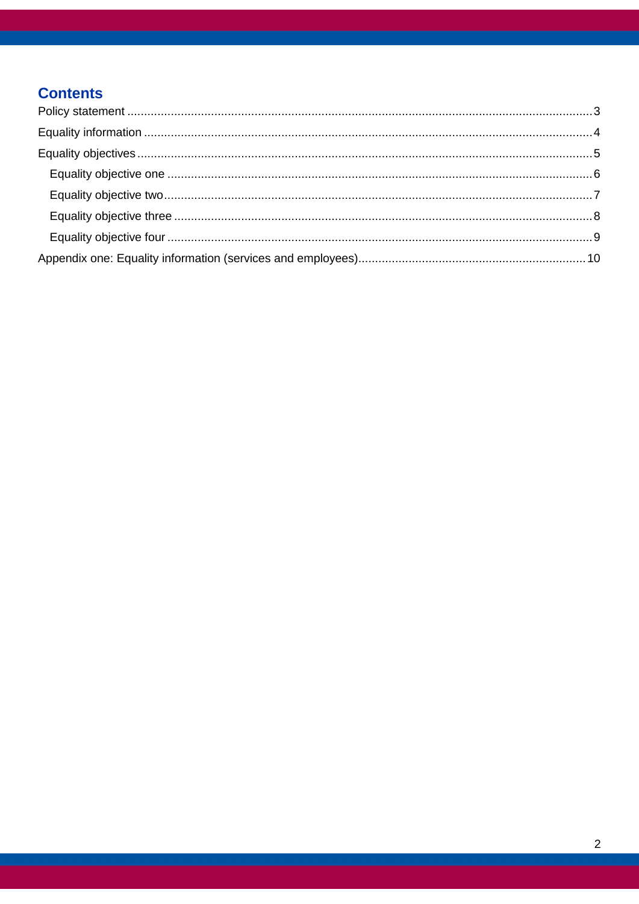## Contents

Policy statement ........ 3

Equality information ........ 4

Equality objectives ........ 5

- Equality objective one ........ 6
- Equality objective two ........ 7
- Equality objective three ........ 8
- Equality objective four ........ 9

Appendix one: Equality information (services and employees) ........ 10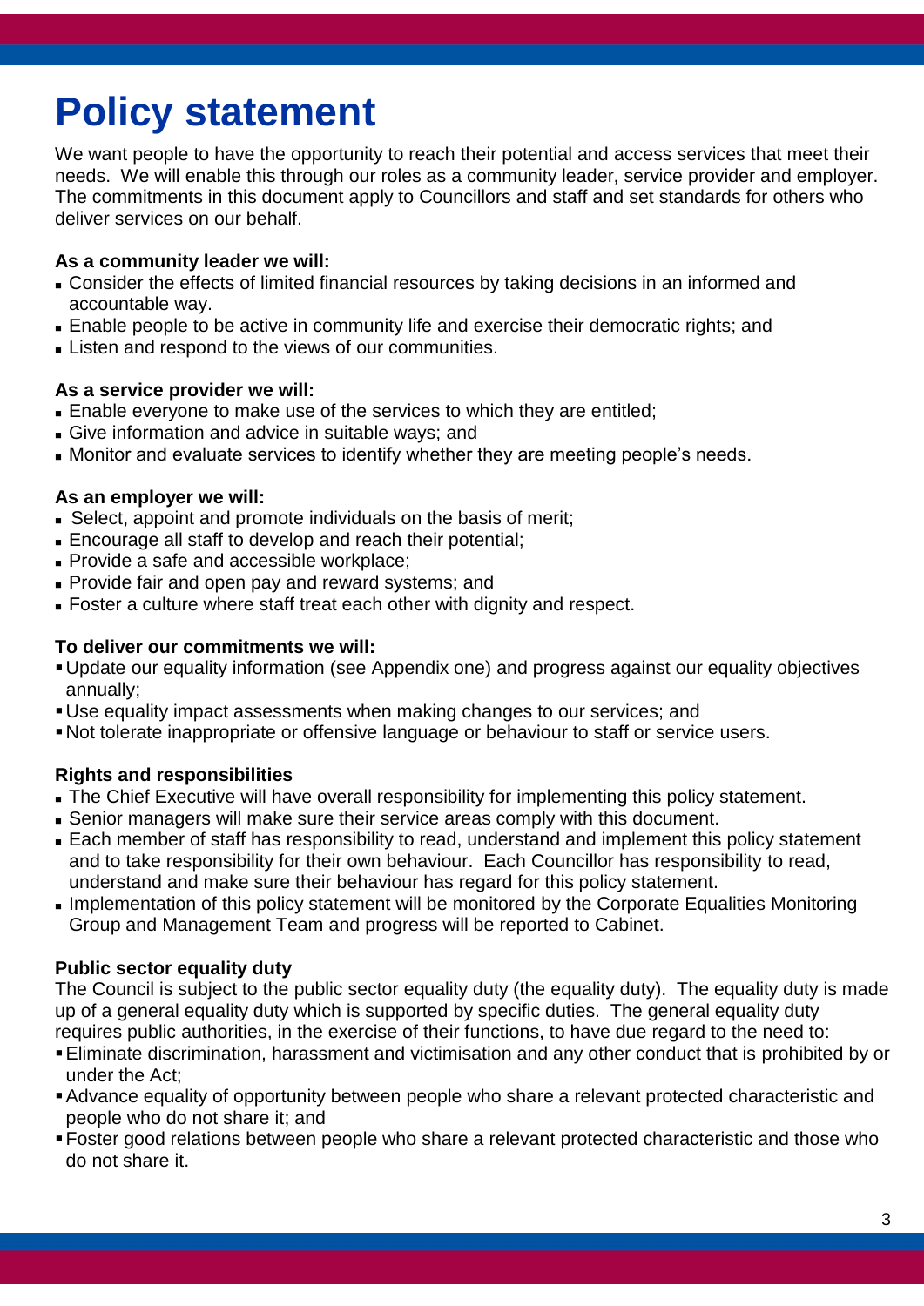# Policy statement

We want people to have the opportunity to reach their potential and access services that meet their needs. We will enable this through our roles as a community leader, service provider and employer. The commitments in this document apply to Councillors and staff and set standards for others who deliver services on our behalf.

**As a community leader we will:**

- Consider the effects of limited financial resources by taking decisions in an informed and accountable way.
- Enable people to be active in community life and exercise their democratic rights; and
- Listen and respond to the views of our communities.

**As a service provider we will:**

- Enable everyone to make use of the services to which they are entitled;
- Give information and advice in suitable ways; and
- Monitor and evaluate services to identify whether they are meeting people's needs.

**As an employer we will:**

- Select, appoint and promote individuals on the basis of merit;
- Encourage all staff to develop and reach their potential;
- Provide a safe and accessible workplace;
- Provide fair and open pay and reward systems; and
- Foster a culture where staff treat each other with dignity and respect.

**To deliver our commitments we will:**

- Update our equality information (see Appendix one) and progress against our equality objectives annually;
- Use equality impact assessments when making changes to our services; and
- Not tolerate inappropriate or offensive language or behaviour to staff or service users.

**Rights and responsibilities**

- The Chief Executive will have overall responsibility for implementing this policy statement.
- Senior managers will make sure their service areas comply with this document.
- Each member of staff has responsibility to read, understand and implement this policy statement and to take responsibility for their own behaviour. Each Councillor has responsibility to read, understand and make sure their behaviour has regard for this policy statement.
- Implementation of this policy statement will be monitored by the Corporate Equalities Monitoring Group and Management Team and progress will be reported to Cabinet.

**Public sector equality duty**

The Council is subject to the public sector equality duty (the equality duty). The equality duty is made up of a general equality duty which is supported by specific duties. The general equality duty requires public authorities, in the exercise of their functions, to have due regard to the need to:

- Eliminate discrimination, harassment and victimisation and any other conduct that is prohibited by or under the Act;
- Advance equality of opportunity between people who share a relevant protected characteristic and people who do not share it; and
- Foster good relations between people who share a relevant protected characteristic and those who do not share it.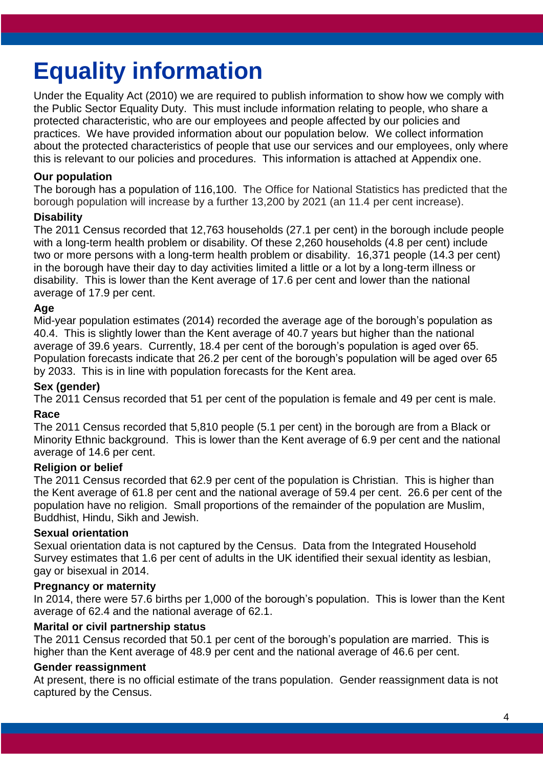# Equality information

Under the Equality Act (2010) we are required to publish information to show how we comply with the Public Sector Equality Duty. This must include information relating to people, who share a protected characteristic, who are our employees and people affected by our policies and practices. We have provided information about our population below. We collect information about the protected characteristics of people that use our services and our employees, only where this is relevant to our policies and procedures. This information is attached at Appendix one.

**Our population**

The borough has a population of 116,100. The Office for National Statistics has predicted that the borough population will increase by a further 13,200 by 2021 (an 11.4 per cent increase).

**Disability**

The 2011 Census recorded that 12,763 households (27.1 per cent) in the borough include people with a long-term health problem or disability. Of these 2,260 households (4.8 per cent) include two or more persons with a long-term health problem or disability. 16,371 people (14.3 per cent) in the borough have their day to day activities limited a little or a lot by a long-term illness or disability. This is lower than the Kent average of 17.6 per cent and lower than the national average of 17.9 per cent.

**Age**

Mid-year population estimates (2014) recorded the average age of the borough's population as 40.4. This is slightly lower than the Kent average of 40.7 years but higher than the national average of 39.6 years. Currently, 18.4 per cent of the borough's population is aged over 65. Population forecasts indicate that 26.2 per cent of the borough's population will be aged over 65 by 2033. This is in line with population forecasts for the Kent area.

**Sex (gender)**

The 2011 Census recorded that 51 per cent of the population is female and 49 per cent is male.

**Race**

The 2011 Census recorded that 5,810 people (5.1 per cent) in the borough are from a Black or Minority Ethnic background. This is lower than the Kent average of 6.9 per cent and the national average of 14.6 per cent.

**Religion or belief**

The 2011 Census recorded that 62.9 per cent of the population is Christian. This is higher than the Kent average of 61.8 per cent and the national average of 59.4 per cent. 26.6 per cent of the population have no religion. Small proportions of the remainder of the population are Muslim, Buddhist, Hindu, Sikh and Jewish.

**Sexual orientation**

Sexual orientation data is not captured by the Census. Data from the Integrated Household Survey estimates that 1.6 per cent of adults in the UK identified their sexual identity as lesbian, gay or bisexual in 2014.

**Pregnancy or maternity**

In 2014, there were 57.6 births per 1,000 of the borough's population. This is lower than the Kent average of 62.4 and the national average of 62.1.

**Marital or civil partnership status**

The 2011 Census recorded that 50.1 per cent of the borough's population are married. This is higher than the Kent average of 48.9 per cent and the national average of 46.6 per cent.

**Gender reassignment**

At present, there is no official estimate of the trans population. Gender reassignment data is not captured by the Census.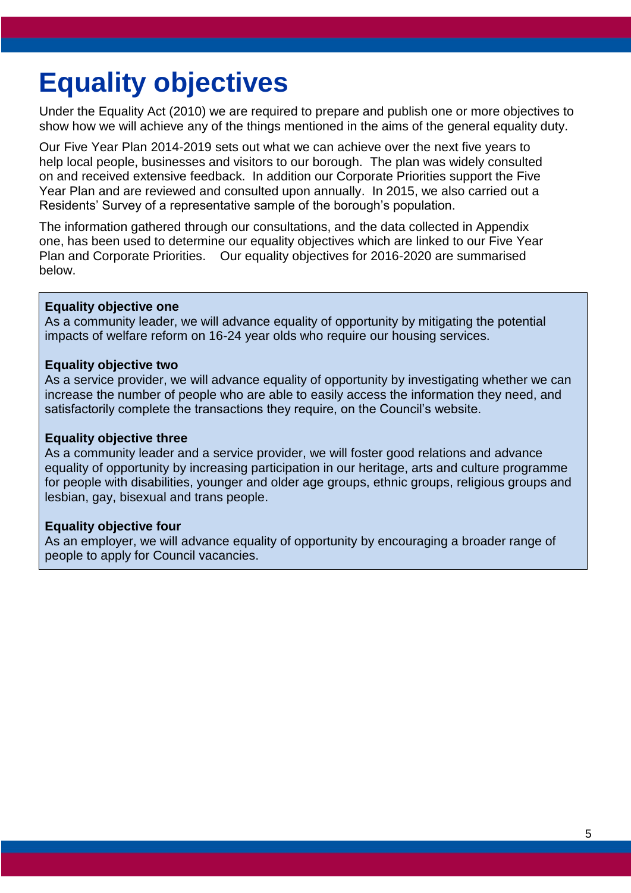# Equality objectives

Under the Equality Act (2010) we are required to prepare and publish one or more objectives to show how we will achieve any of the things mentioned in the aims of the general equality duty.

Our Five Year Plan 2014-2019 sets out what we can achieve over the next five years to help local people, businesses and visitors to our borough. The plan was widely consulted on and received extensive feedback. In addition our Corporate Priorities support the Five Year Plan and are reviewed and consulted upon annually. In 2015, we also carried out a Residents' Survey of a representative sample of the borough's population.

The information gathered through our consultations, and the data collected in Appendix one, has been used to determine our equality objectives which are linked to our Five Year Plan and Corporate Priorities. Our equality objectives for 2016-2020 are summarised below.

**Equality objective one**
As a community leader, we will advance equality of opportunity by mitigating the potential impacts of welfare reform on 16-24 year olds who require our housing services.

**Equality objective two**
As a service provider, we will advance equality of opportunity by investigating whether we can increase the number of people who are able to easily access the information they need, and satisfactorily complete the transactions they require, on the Council's website.

**Equality objective three**
As a community leader and a service provider, we will foster good relations and advance equality of opportunity by increasing participation in our heritage, arts and culture programme for people with disabilities, younger and older age groups, ethnic groups, religious groups and lesbian, gay, bisexual and trans people.

**Equality objective four**
As an employer, we will advance equality of opportunity by encouraging a broader range of people to apply for Council vacancies.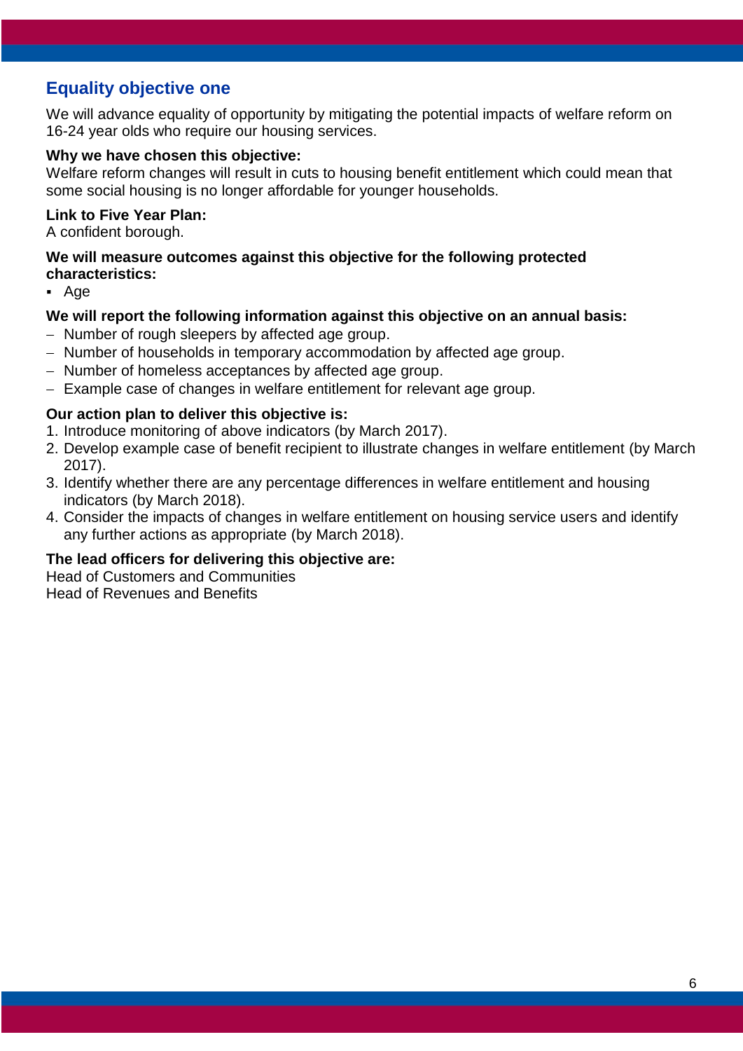## Equality objective one

We will advance equality of opportunity by mitigating the potential impacts of welfare reform on 16-24 year olds who require our housing services.

**Why we have chosen this objective:**
Welfare reform changes will result in cuts to housing benefit entitlement which could mean that some social housing is no longer affordable for younger households.

**Link to Five Year Plan:**
A confident borough.

**We will measure outcomes against this objective for the following protected characteristics:**

- Age

**We will report the following information against this objective on an annual basis:**

- Number of rough sleepers by affected age group.
- Number of households in temporary accommodation by affected age group.
- Number of homeless acceptances by affected age group.
- Example case of changes in welfare entitlement for relevant age group.

**Our action plan to deliver this objective is:**

1. Introduce monitoring of above indicators (by March 2017).
2. Develop example case of benefit recipient to illustrate changes in welfare entitlement (by March 2017).
3. Identify whether there are any percentage differences in welfare entitlement and housing indicators (by March 2018).
4. Consider the impacts of changes in welfare entitlement on housing service users and identify any further actions as appropriate (by March 2018).

**The lead officers for delivering this objective are:**
Head of Customers and Communities
Head of Revenues and Benefits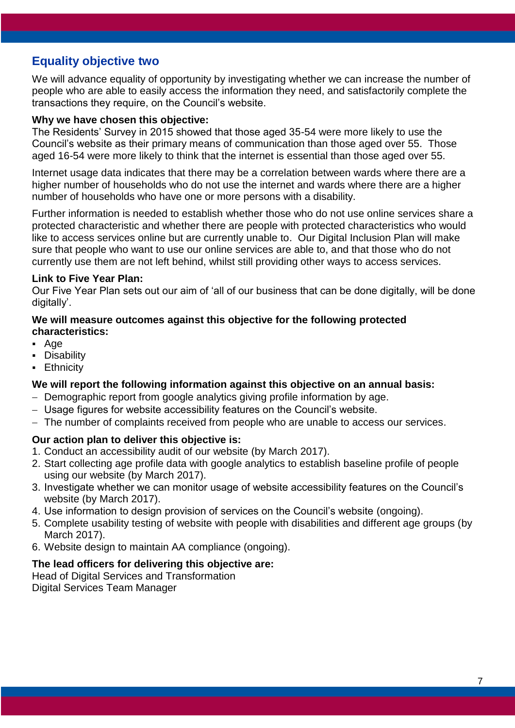## Equality objective two

We will advance equality of opportunity by investigating whether we can increase the number of people who are able to easily access the information they need, and satisfactorily complete the transactions they require, on the Council's website.

**Why we have chosen this objective:**
The Residents' Survey in 2015 showed that those aged 35-54 were more likely to use the Council's website as their primary means of communication than those aged over 55. Those aged 16-54 were more likely to think that the internet is essential than those aged over 55.

Internet usage data indicates that there may be a correlation between wards where there are a higher number of households who do not use the internet and wards where there are a higher number of households who have one or more persons with a disability.

Further information is needed to establish whether those who do not use online services share a protected characteristic and whether there are people with protected characteristics who would like to access services online but are currently unable to. Our Digital Inclusion Plan will make sure that people who want to use our online services are able to, and that those who do not currently use them are not left behind, whilst still providing other ways to access services.

**Link to Five Year Plan:**
Our Five Year Plan sets out our aim of 'all of our business that can be done digitally, will be done digitally'.

**We will measure outcomes against this objective for the following protected characteristics:**

- Age
- Disability
- Ethnicity

**We will report the following information against this objective on an annual basis:**

- Demographic report from google analytics giving profile information by age.
- Usage figures for website accessibility features on the Council's website.
- The number of complaints received from people who are unable to access our services.

**Our action plan to deliver this objective is:**

1. Conduct an accessibility audit of our website (by March 2017).
2. Start collecting age profile data with google analytics to establish baseline profile of people using our website (by March 2017).
3. Investigate whether we can monitor usage of website accessibility features on the Council's website (by March 2017).
4. Use information to design provision of services on the Council's website (ongoing).
5. Complete usability testing of website with people with disabilities and different age groups (by March 2017).
6. Website design to maintain AA compliance (ongoing).

**The lead officers for delivering this objective are:**
Head of Digital Services and Transformation
Digital Services Team Manager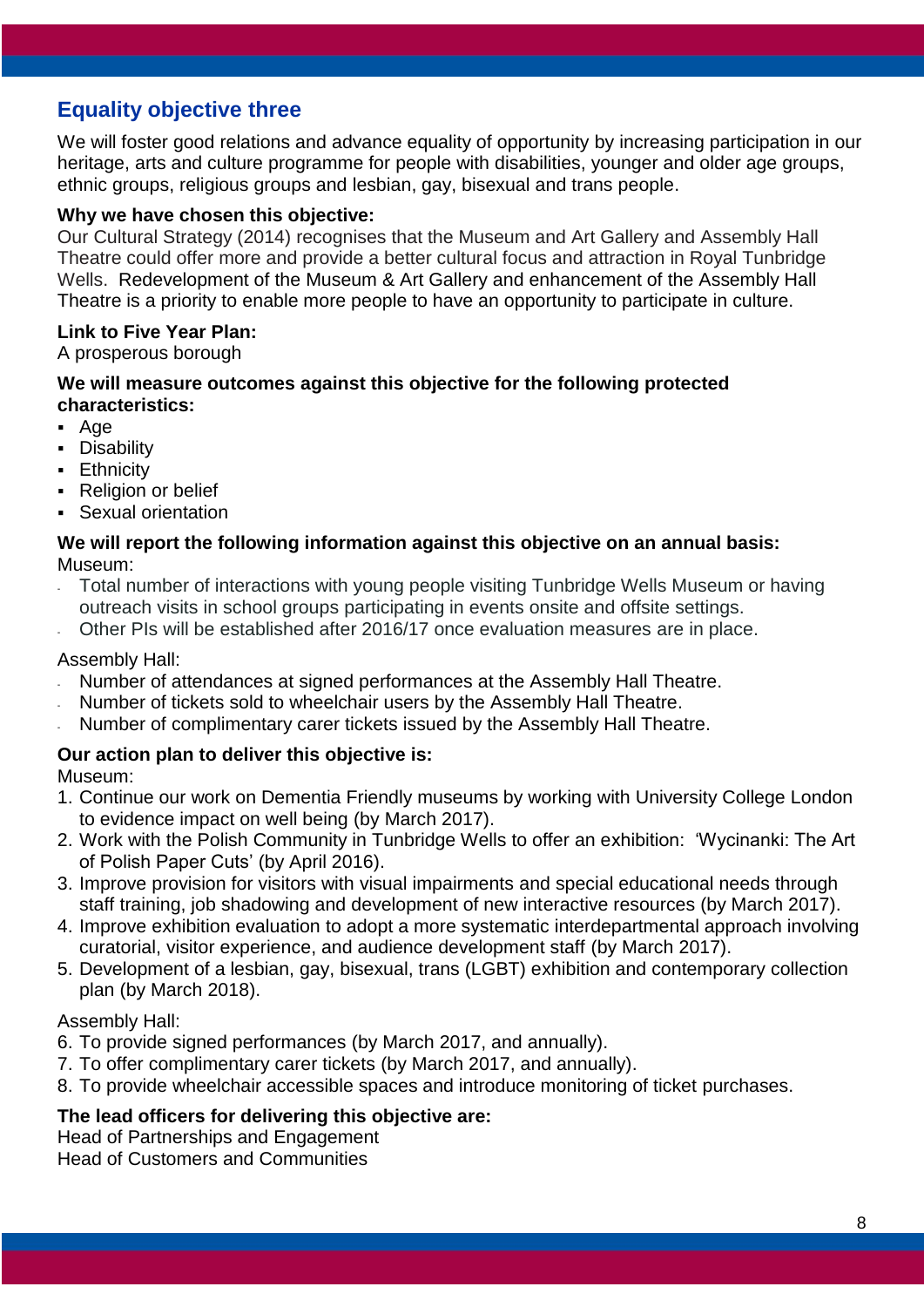## Equality objective three

We will foster good relations and advance equality of opportunity by increasing participation in our heritage, arts and culture programme for people with disabilities, younger and older age groups, ethnic groups, religious groups and lesbian, gay, bisexual and trans people.

**Why we have chosen this objective:**

Our Cultural Strategy (2014) recognises that the Museum and Art Gallery and Assembly Hall Theatre could offer more and provide a better cultural focus and attraction in Royal Tunbridge Wells. Redevelopment of the Museum & Art Gallery and enhancement of the Assembly Hall Theatre is a priority to enable more people to have an opportunity to participate in culture.

**Link to Five Year Plan:**

A prosperous borough

**We will measure outcomes against this objective for the following protected characteristics:**

- Age
- Disability
- Ethnicity
- Religion or belief
- Sexual orientation

**We will report the following information against this objective on an annual basis:**

Museum:

- Total number of interactions with young people visiting Tunbridge Wells Museum or having outreach visits in school groups participating in events onsite and offsite settings.
- Other PIs will be established after 2016/17 once evaluation measures are in place.

Assembly Hall:

- Number of attendances at signed performances at the Assembly Hall Theatre.
- Number of tickets sold to wheelchair users by the Assembly Hall Theatre.
- Number of complimentary carer tickets issued by the Assembly Hall Theatre.

**Our action plan to deliver this objective is:**

Museum:

1. Continue our work on Dementia Friendly museums by working with University College London to evidence impact on well being (by March 2017).
2. Work with the Polish Community in Tunbridge Wells to offer an exhibition: 'Wycinanki: The Art of Polish Paper Cuts' (by April 2016).
3. Improve provision for visitors with visual impairments and special educational needs through staff training, job shadowing and development of new interactive resources (by March 2017).
4. Improve exhibition evaluation to adopt a more systematic interdepartmental approach involving curatorial, visitor experience, and audience development staff (by March 2017).
5. Development of a lesbian, gay, bisexual, trans (LGBT) exhibition and contemporary collection plan (by March 2018).

Assembly Hall:

6. To provide signed performances (by March 2017, and annually).
7. To offer complimentary carer tickets (by March 2017, and annually).
8. To provide wheelchair accessible spaces and introduce monitoring of ticket purchases.

**The lead officers for delivering this objective are:**

Head of Partnerships and Engagement
Head of Customers and Communities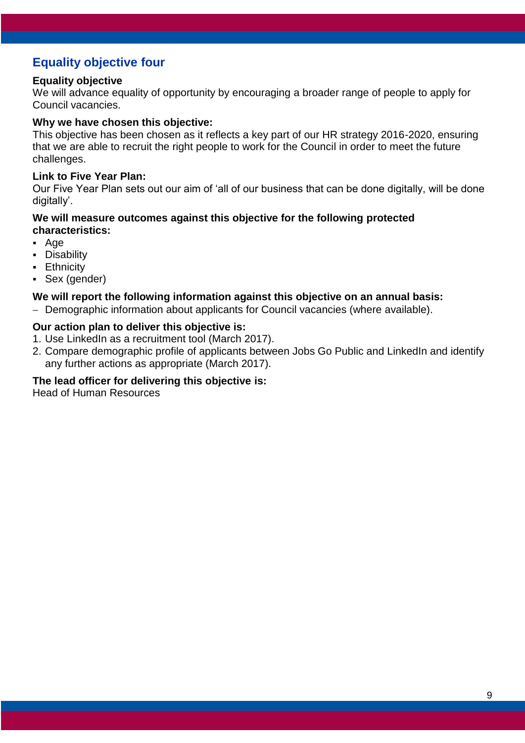## Equality objective four

**Equality objective**

We will advance equality of opportunity by encouraging a broader range of people to apply for Council vacancies.

**Why we have chosen this objective:**

This objective has been chosen as it reflects a key part of our HR strategy 2016-2020, ensuring that we are able to recruit the right people to work for the Council in order to meet the future challenges.

**Link to Five Year Plan:**

Our Five Year Plan sets out our aim of 'all of our business that can be done digitally, will be done digitally'.

**We will measure outcomes against this objective for the following protected characteristics:**

- Age
- Disability
- Ethnicity
- Sex (gender)

**We will report the following information against this objective on an annual basis:**

- Demographic information about applicants for Council vacancies (where available).

**Our action plan to deliver this objective is:**

1. Use LinkedIn as a recruitment tool (March 2017).
2. Compare demographic profile of applicants between Jobs Go Public and LinkedIn and identify any further actions as appropriate (March 2017).

**The lead officer for delivering this objective is:**

Head of Human Resources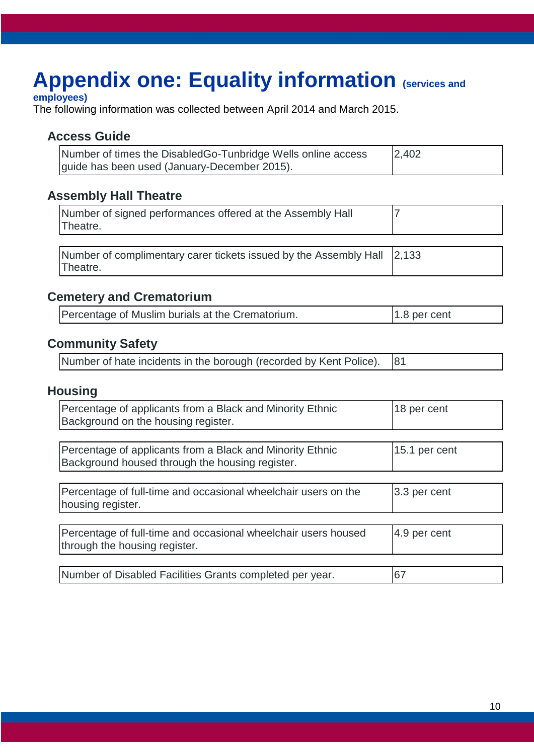# Appendix one: Equality information (services and employees)

The following information was collected between April 2014 and March 2015.

### Access Guide

| | |
|---|---|
| Number of times the DisabledGo-Tunbridge Wells online access guide has been used (January-December 2015). | 2,402 |

### Assembly Hall Theatre

| | |
|---|---|
| Number of signed performances offered at the Assembly Hall Theatre. | 7 |

| | |
|---|---|
| Number of complimentary carer tickets issued by the Assembly Hall Theatre. | 2,133 |

### Cemetery and Crematorium

| | |
|---|---|
| Percentage of Muslim burials at the Crematorium. | 1.8 per cent |

### Community Safety

| | |
|---|---|
| Number of hate incidents in the borough (recorded by Kent Police). | 81 |

### Housing

| | |
|---|---|
| Percentage of applicants from a Black and Minority Ethnic Background on the housing register. | 18 per cent |

| | |
|---|---|
| Percentage of applicants from a Black and Minority Ethnic Background housed through the housing register. | 15.1 per cent |

| | |
|---|---|
| Percentage of full-time and occasional wheelchair users on the housing register. | 3.3 per cent |

| | |
|---|---|
| Percentage of full-time and occasional wheelchair users housed through the housing register. | 4.9 per cent |

| | |
|---|---|
| Number of Disabled Facilities Grants completed per year. | 67 |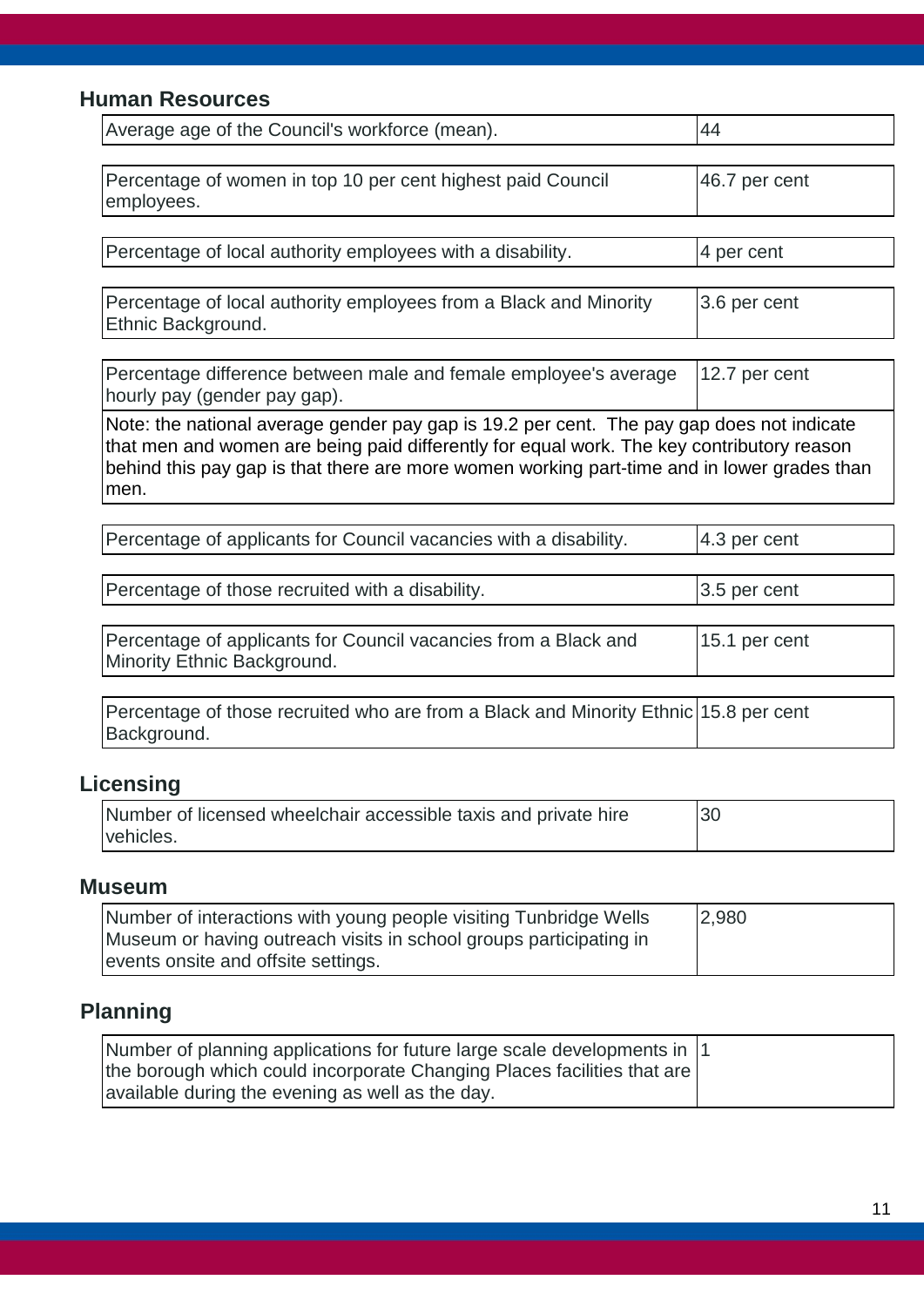## Human Resources

| | |
|---|---|
| Average age of the Council's workforce (mean). | 44 |

| | |
|---|---|
| Percentage of women in top 10 per cent highest paid Council employees. | 46.7 per cent |

| | |
|---|---|
| Percentage of local authority employees with a disability. | 4 per cent |

| | |
|---|---|
| Percentage of local authority employees from a Black and Minority Ethnic Background. | 3.6 per cent |

| | |
|---|---|
| Percentage difference between male and female employee's average hourly pay (gender pay gap). | 12.7 per cent |
| Note: the national average gender pay gap is 19.2 per cent. The pay gap does not indicate that men and women are being paid differently for equal work. The key contributory reason behind this pay gap is that there are more women working part-time and in lower grades than men. | |

| | |
|---|---|
| Percentage of applicants for Council vacancies with a disability. | 4.3 per cent |

| | |
|---|---|
| Percentage of those recruited with a disability. | 3.5 per cent |

| | |
|---|---|
| Percentage of applicants for Council vacancies from a Black and Minority Ethnic Background. | 15.1 per cent |

| | |
|---|---|
| Percentage of those recruited who are from a Black and Minority Ethnic Background. | 15.8 per cent |

## Licensing

| | |
|---|---|
| Number of licensed wheelchair accessible taxis and private hire vehicles. | 30 |

## Museum

| | |
|---|---|
| Number of interactions with young people visiting Tunbridge Wells Museum or having outreach visits in school groups participating in events onsite and offsite settings. | 2,980 |

## Planning

| | |
|---|---|
| Number of planning applications for future large scale developments in the borough which could incorporate Changing Places facilities that are available during the evening as well as the day. | 1 |